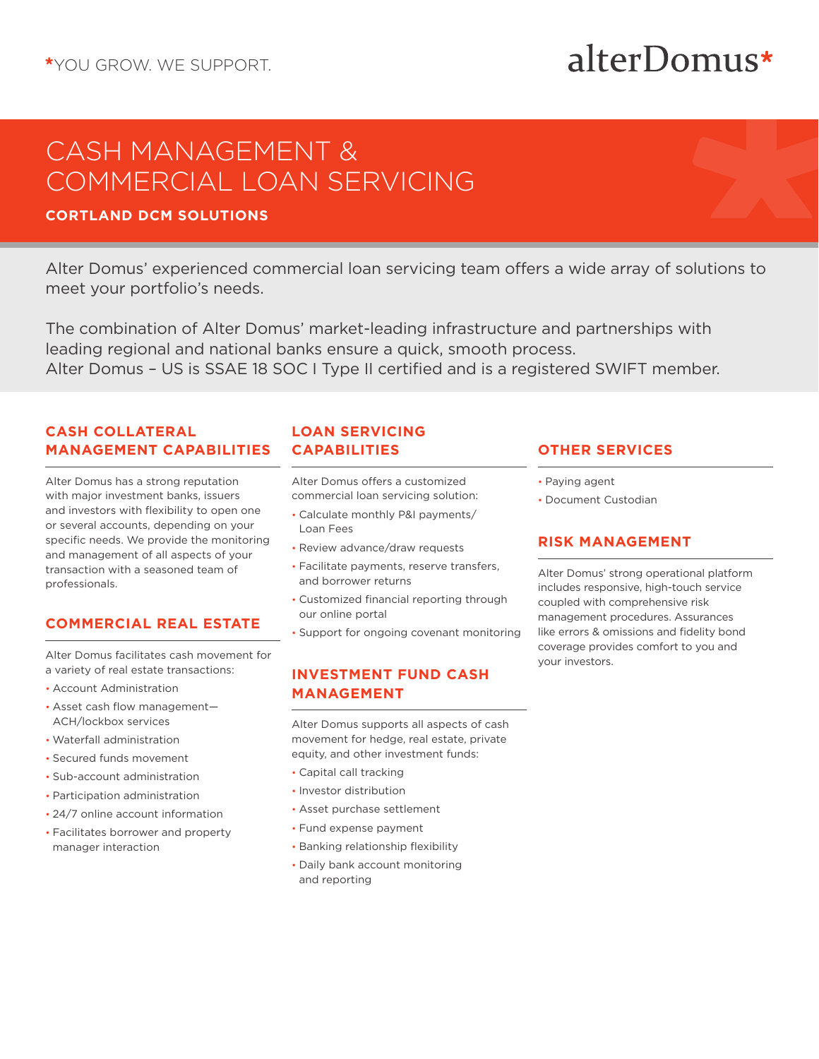*YOU GROW. WE SUPPORT.

alterDomus*

# CASH MANAGEMENT & COMMERCIAL LOAN SERVICING

**CORTLAND DCM SOLUTIONS**

Alter Domus' experienced commercial loan servicing team offers a wide array of solutions to meet your portfolio's needs.

The combination of Alter Domus' market-leading infrastructure and partnerships with leading regional and national banks ensure a quick, smooth process.
Alter Domus – US is SSAE 18 SOC I Type II certified and is a registered SWIFT member.

## CASH COLLATERAL MANAGEMENT CAPABILITIES

Alter Domus has a strong reputation with major investment banks, issuers and investors with flexibility to open one or several accounts, depending on your specific needs. We provide the monitoring and management of all aspects of your transaction with a seasoned team of professionals.

## COMMERCIAL REAL ESTATE

Alter Domus facilitates cash movement for a variety of real estate transactions:

- Account Administration
- Asset cash flow management—ACH/lockbox services
- Waterfall administration
- Secured funds movement
- Sub-account administration
- Participation administration
- 24/7 online account information
- Facilitates borrower and property manager interaction

## LOAN SERVICING CAPABILITIES

Alter Domus offers a customized commercial loan servicing solution:

- Calculate monthly P&I payments/Loan Fees
- Review advance/draw requests
- Facilitate payments, reserve transfers, and borrower returns
- Customized financial reporting through our online portal
- Support for ongoing covenant monitoring

## INVESTMENT FUND CASH MANAGEMENT

Alter Domus supports all aspects of cash movement for hedge, real estate, private equity, and other investment funds:

- Capital call tracking
- Investor distribution
- Asset purchase settlement
- Fund expense payment
- Banking relationship flexibility
- Daily bank account monitoring and reporting

## OTHER SERVICES

- Paying agent
- Document Custodian

## RISK MANAGEMENT

Alter Domus' strong operational platform includes responsive, high-touch service coupled with comprehensive risk management procedures. Assurances like errors & omissions and fidelity bond coverage provides comfort to you and your investors.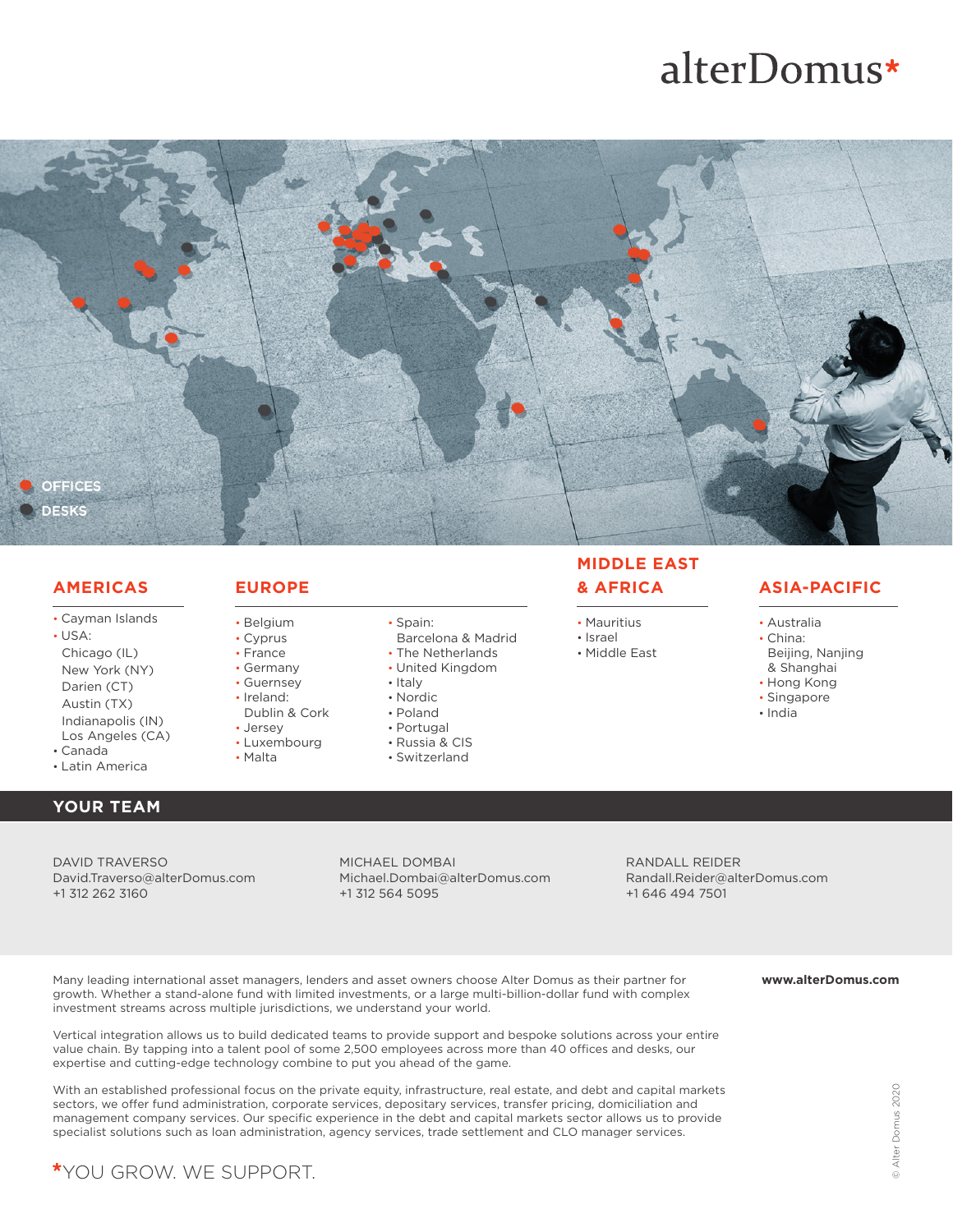alterDomus*

OFFICES

DESKS

## AMERICAS

- Cayman Islands
- USA:
  Chicago (IL)
  New York (NY)
  Darien (CT)
  Austin (TX)
  Indianapolis (IN)
  Los Angeles (CA)
- Canada
- Latin America

## EUROPE

- Belgium
- Cyprus
- France
- Germany
- Guernsey
- Ireland:
  Dublin & Cork
- Jersey
- Luxembourg
- Malta
- Spain:
  Barcelona & Madrid
- The Netherlands
- United Kingdom
- Italy
- Nordic
- Poland
- Portugal
- Russia & CIS
- Switzerland

## MIDDLE EAST & AFRICA

- Mauritius
- Israel
- Middle East

## ASIA-PACIFIC

- Australia
- China:
  Beijing, Nanjing
  & Shanghai
- Hong Kong
- Singapore
- India

## YOUR TEAM

DAVID TRAVERSO
David.Traverso@alterDomus.com
+1 312 262 3160

MICHAEL DOMBAI
Michael.Dombai@alterDomus.com
+1 312 564 5095

RANDALL REIDER
Randall.Reider@alterDomus.com
+1 646 494 7501

Many leading international asset managers, lenders and asset owners choose Alter Domus as their partner for growth. Whether a stand-alone fund with limited investments, or a large multi-billion-dollar fund with complex investment streams across multiple jurisdictions, we understand your world.

Vertical integration allows us to build dedicated teams to provide support and bespoke solutions across your entire value chain. By tapping into a talent pool of some 2,500 employees across more than 40 offices and desks, our expertise and cutting-edge technology combine to put you ahead of the game.

With an established professional focus on the private equity, infrastructure, real estate, and debt and capital markets sectors, we offer fund administration, corporate services, depositary services, transfer pricing, domiciliation and management company services. Our specific experience in the debt and capital markets sector allows us to provide specialist solutions such as loan administration, agency services, trade settlement and CLO manager services.

**www.alterDomus.com**

*YOU GROW. WE SUPPORT.

© Alter Domus 2020